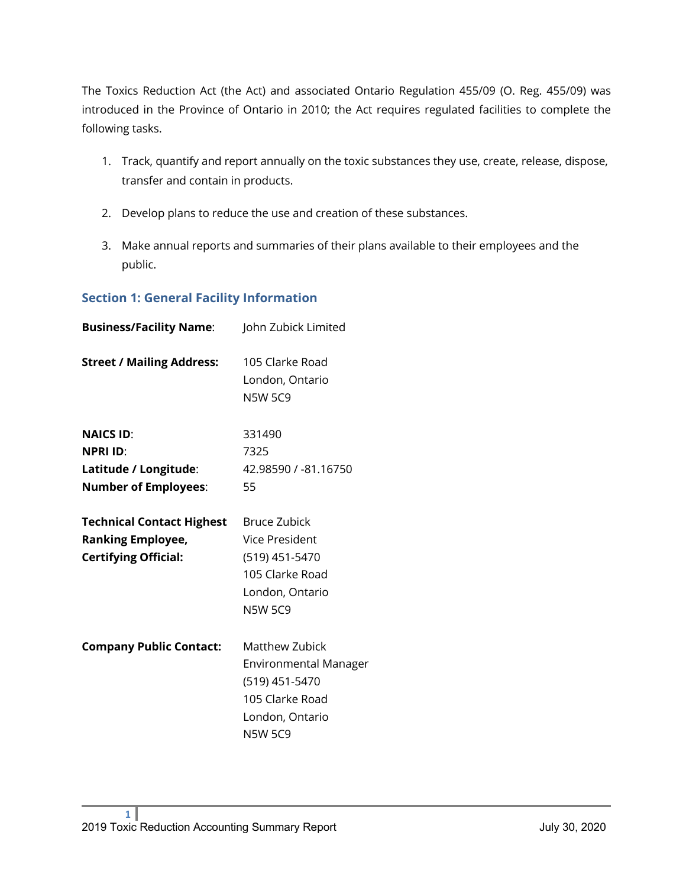The Toxics Reduction Act (the Act) and associated Ontario Regulation 455/09 (O. Reg. 455/09) was introduced in the Province of Ontario in 2010; the Act requires regulated facilities to complete the following tasks.

1. Track, quantify and report annually on the toxic substances they use, create, release, dispose, transfer and contain in products.
2. Develop plans to reduce the use and creation of these substances.
3. Make annual reports and summaries of their plans available to their employees and the public.

## Section 1: General Facility Information

**Business/Facility Name**: John Zubick Limited

**Street / Mailing Address:** 105 Clarke Road
London, Ontario
N5W 5C9

**NAICS ID**: 331490
**NPRI ID**: 7325
**Latitude / Longitude**: 42.98590 / -81.16750
**Number of Employees**: 55

**Technical Contact Highest Ranking Employee, Certifying Official:**
Bruce Zubick
Vice President
(519) 451-5470
105 Clarke Road
London, Ontario
N5W 5C9

**Company Public Contact:**
Matthew Zubick
Environmental Manager
(519) 451-5470
105 Clarke Road
London, Ontario
N5W 5C9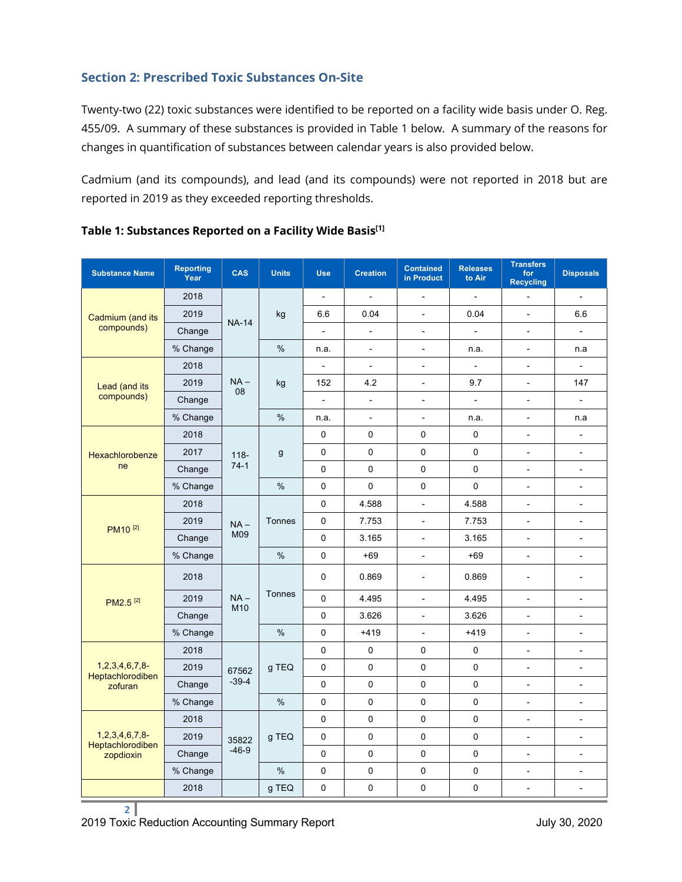## Section 2: Prescribed Toxic Substances On-Site

Twenty-two (22) toxic substances were identified to be reported on a facility wide basis under O. Reg. 455/09. A summary of these substances is provided in Table 1 below. A summary of the reasons for changes in quantification of substances between calendar years is also provided below.

Cadmium (and its compounds), and lead (and its compounds) were not reported in 2018 but are reported in 2019 as they exceeded reporting thresholds.

**Table 1: Substances Reported on a Facility Wide Basis[1]**

| Substance Name | Reporting Year | CAS | Units | Use | Creation | Contained in Product | Releases to Air | Transfers for Recycling | Disposals |
|---|---|---|---|---|---|---|---|---|---|
| Cadmium (and its compounds) | 2018 | NA-14 | kg | - | - | - | - | - | - |
| | 2019 | | | 6.6 | 0.04 | - | 0.04 | - | 6.6 |
| | Change | | | - | - | - | - | - | - |
| | % Change | | % | n.a. | - | - | n.a. | - | n.a |
| Lead (and its compounds) | 2018 | NA – 08 | kg | - | - | - | - | - | - |
| | 2019 | | | 152 | 4.2 | - | 9.7 | - | 147 |
| | Change | | | - | - | - | - | - | - |
| | % Change | | % | n.a. | - | - | n.a. | - | n.a |
| Hexachlorobenzene | 2018 | 118-74-1 | g | 0 | 0 | 0 | 0 | - | - |
| | 2017 | | | 0 | 0 | 0 | 0 | - | - |
| | Change | | | 0 | 0 | 0 | 0 | - | - |
| | % Change | | % | 0 | 0 | 0 | 0 | - | - |
| PM10 [2] | 2018 | NA – M09 | Tonnes | 0 | 4.588 | - | 4.588 | - | - |
| | 2019 | | | 0 | 7.753 | - | 7.753 | - | - |
| | Change | | | 0 | 3.165 | - | 3.165 | - | - |
| | % Change | | % | 0 | +69 | - | +69 | - | - |
| PM2.5 [2] | 2018 | NA – M10 | Tonnes | 0 | 0.869 | - | 0.869 | - | - |
| | 2019 | | | 0 | 4.495 | - | 4.495 | - | - |
| | Change | | | 0 | 3.626 | - | 3.626 | - | - |
| | % Change | | % | 0 | +419 | - | +419 | - | - |
| 1,2,3,4,6,7,8-Heptachlorodibenzofuran | 2018 | 67562-39-4 | g TEQ | 0 | 0 | 0 | 0 | - | - |
| | 2019 | | | 0 | 0 | 0 | 0 | - | - |
| | Change | | | 0 | 0 | 0 | 0 | - | - |
| | % Change | | % | 0 | 0 | 0 | 0 | - | - |
| 1,2,3,4,6,7,8-Heptachlorodibenzopdioxin | 2018 | 35822-46-9 | g TEQ | 0 | 0 | 0 | 0 | - | - |
| | 2019 | | | 0 | 0 | 0 | 0 | - | - |
| | Change | | | 0 | 0 | 0 | 0 | - | - |
| | % Change | | % | 0 | 0 | 0 | 0 | - | - |
| | 2018 | | g TEQ | 0 | 0 | 0 | 0 | - | - |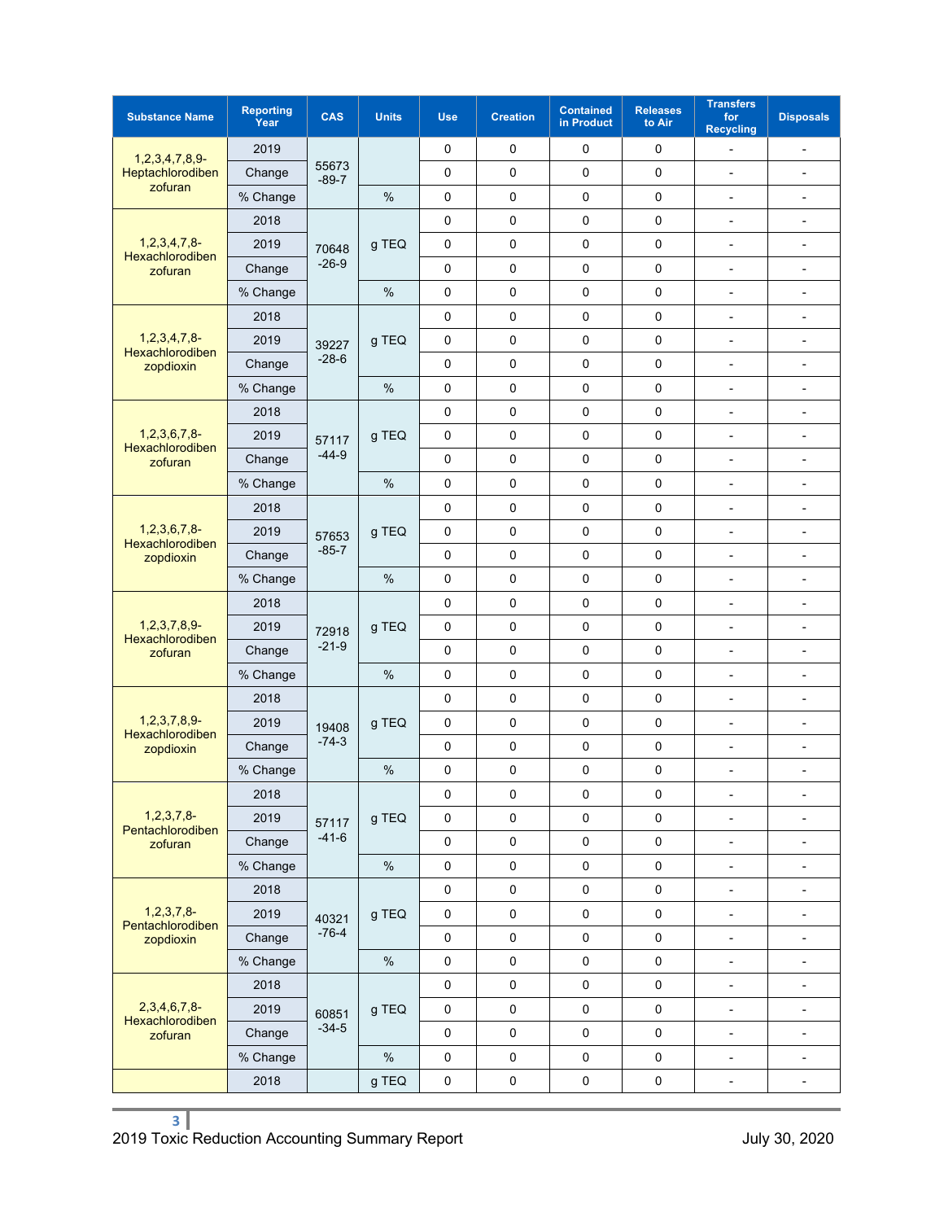| Substance Name | Reporting Year | CAS | Units | Use | Creation | Contained in Product | Releases to Air | Transfers for Recycling | Disposals |
|---|---|---|---|---|---|---|---|---|---|
| 1,2,3,4,7,8,9-Heptachlorodibenzofuran | 2019 | 55673-89-7 | | 0 | 0 | 0 | 0 | - | - |
| | Change | | | 0 | 0 | 0 | 0 | - | - |
| | % Change | | % | 0 | 0 | 0 | 0 | - | - |
| 1,2,3,4,7,8-Hexachlorodibenzofuran | 2018 | 70648-26-9 | g TEQ | 0 | 0 | 0 | 0 | - | - |
| | 2019 | | | 0 | 0 | 0 | 0 | - | - |
| | Change | | | 0 | 0 | 0 | 0 | - | - |
| | % Change | | % | 0 | 0 | 0 | 0 | - | - |
| 1,2,3,4,7,8-Hexachlorodibenzopdioxin | 2018 | 39227-28-6 | g TEQ | 0 | 0 | 0 | 0 | - | - |
| | 2019 | | | 0 | 0 | 0 | 0 | - | - |
| | Change | | | 0 | 0 | 0 | 0 | - | - |
| | % Change | | % | 0 | 0 | 0 | 0 | - | - |
| 1,2,3,6,7,8-Hexachlorodibenzofuran | 2018 | 57117-44-9 | g TEQ | 0 | 0 | 0 | 0 | - | - |
| | 2019 | | | 0 | 0 | 0 | 0 | - | - |
| | Change | | | 0 | 0 | 0 | 0 | - | - |
| | % Change | | % | 0 | 0 | 0 | 0 | - | - |
| 1,2,3,6,7,8-Hexachlorodibenzopdioxin | 2018 | 57653-85-7 | g TEQ | 0 | 0 | 0 | 0 | - | - |
| | 2019 | | | 0 | 0 | 0 | 0 | - | - |
| | Change | | | 0 | 0 | 0 | 0 | - | - |
| | % Change | | % | 0 | 0 | 0 | 0 | - | - |
| 1,2,3,7,8,9-Hexachlorodibenzofuran | 2018 | 72918-21-9 | g TEQ | 0 | 0 | 0 | 0 | - | - |
| | 2019 | | | 0 | 0 | 0 | 0 | - | - |
| | Change | | | 0 | 0 | 0 | 0 | - | - |
| | % Change | | % | 0 | 0 | 0 | 0 | - | - |
| 1,2,3,7,8,9-Hexachlorodibenzopdioxin | 2018 | 19408-74-3 | g TEQ | 0 | 0 | 0 | 0 | - | - |
| | 2019 | | | 0 | 0 | 0 | 0 | - | - |
| | Change | | | 0 | 0 | 0 | 0 | - | - |
| | % Change | | % | 0 | 0 | 0 | 0 | - | - |
| 1,2,3,7,8-Pentachlorodibenzofuran | 2018 | 57117-41-6 | g TEQ | 0 | 0 | 0 | 0 | - | - |
| | 2019 | | | 0 | 0 | 0 | 0 | - | - |
| | Change | | | 0 | 0 | 0 | 0 | - | - |
| | % Change | | % | 0 | 0 | 0 | 0 | - | - |
| 1,2,3,7,8-Pentachlorodibenzopdioxin | 2018 | 40321-76-4 | g TEQ | 0 | 0 | 0 | 0 | - | - |
| | 2019 | | | 0 | 0 | 0 | 0 | - | - |
| | Change | | | 0 | 0 | 0 | 0 | - | - |
| | % Change | | % | 0 | 0 | 0 | 0 | - | - |
| 2,3,4,6,7,8-Hexachlorodibenzofuran | 2018 | 60851-34-5 | g TEQ | 0 | 0 | 0 | 0 | - | - |
| | 2019 | | | 0 | 0 | 0 | 0 | - | - |
| | Change | | | 0 | 0 | 0 | 0 | - | - |
| | % Change | | % | 0 | 0 | 0 | 0 | - | - |
| | 2018 | | g TEQ | 0 | 0 | 0 | 0 | - | - |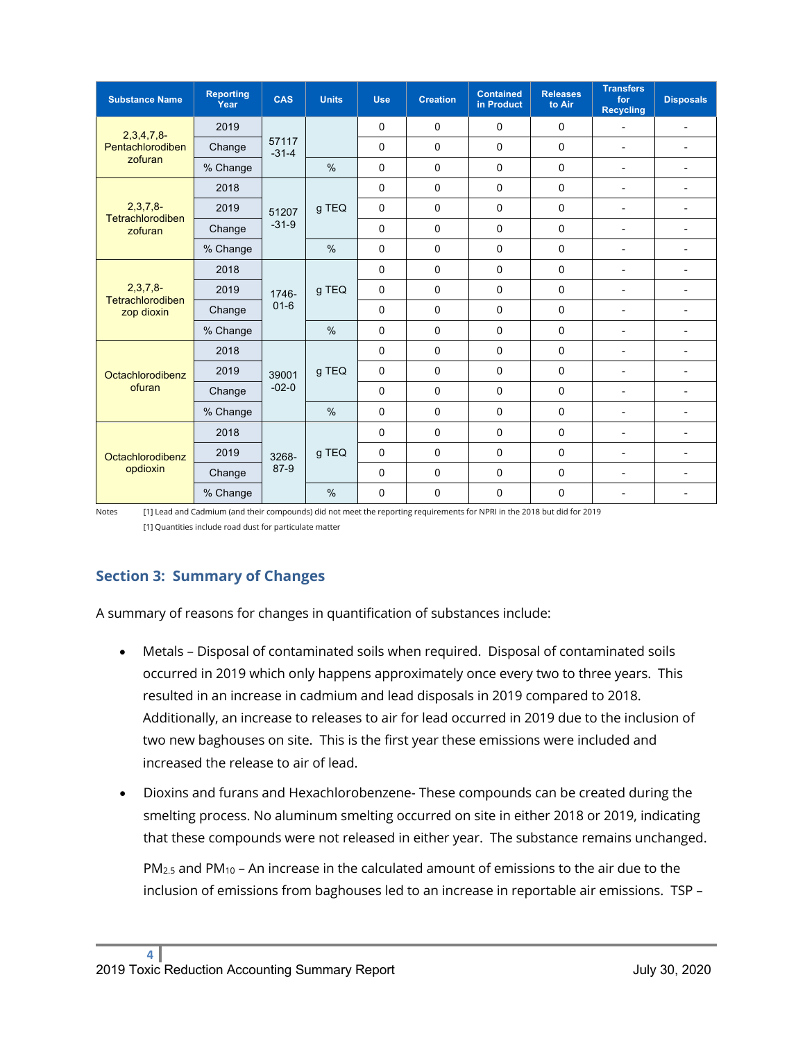| Substance Name | Reporting Year | CAS | Units | Use | Creation | Contained in Product | Releases to Air | Transfers for Recycling | Disposals |
|---|---|---|---|---|---|---|---|---|---|
| 2,3,4,7,8-Pentachlorodibenzofuran | 2019 | 57117-31-4 | | 0 | 0 | 0 | 0 | - | - |
| | Change | | | 0 | 0 | 0 | 0 | - | - |
| | % Change | | % | 0 | 0 | 0 | 0 | - | - |
| 2,3,7,8-Tetrachlorodibenzofuran | 2018 | 51207-31-9 | g TEQ | 0 | 0 | 0 | 0 | - | - |
| | 2019 | | | 0 | 0 | 0 | 0 | - | - |
| | Change | | | 0 | 0 | 0 | 0 | - | - |
| | % Change | | % | 0 | 0 | 0 | 0 | - | - |
| 2,3,7,8-Tetrachlorodibenzop dioxin | 2018 | 1746-01-6 | g TEQ | 0 | 0 | 0 | 0 | - | - |
| | 2019 | | | 0 | 0 | 0 | 0 | - | - |
| | Change | | | 0 | 0 | 0 | 0 | - | - |
| | % Change | | % | 0 | 0 | 0 | 0 | - | - |
| Octachlorodibenzofuran | 2018 | 39001-02-0 | g TEQ | 0 | 0 | 0 | 0 | - | - |
| | 2019 | | | 0 | 0 | 0 | 0 | - | - |
| | Change | | | 0 | 0 | 0 | 0 | - | - |
| | % Change | | % | 0 | 0 | 0 | 0 | - | - |
| Octachlorodibenzopdioxin | 2018 | 3268-87-9 | g TEQ | 0 | 0 | 0 | 0 | - | - |
| | 2019 | | | 0 | 0 | 0 | 0 | - | - |
| | Change | | | 0 | 0 | 0 | 0 | - | - |
| | % Change | | % | 0 | 0 | 0 | 0 | - | - |

Notes [1] Lead and Cadmium (and their compounds) did not meet the reporting requirements for NPRI in the 2018 but did for 2019

[1] Quantities include road dust for particulate matter

## Section 3: Summary of Changes

A summary of reasons for changes in quantification of substances include:

- Metals – Disposal of contaminated soils when required. Disposal of contaminated soils occurred in 2019 which only happens approximately once every two to three years. This resulted in an increase in cadmium and lead disposals in 2019 compared to 2018. Additionally, an increase to releases to air for lead occurred in 2019 due to the inclusion of two new baghouses on site. This is the first year these emissions were included and increased the release to air of lead.
- Dioxins and furans and Hexachlorobenzene- These compounds can be created during the smelting process. No aluminum smelting occurred on site in either 2018 or 2019, indicating that these compounds were not released in either year. The substance remains unchanged.

  $PM_{2.5}$ and $PM_{10}$ – An increase in the calculated amount of emissions to the air due to the inclusion of emissions from baghouses led to an increase in reportable air emissions. TSP –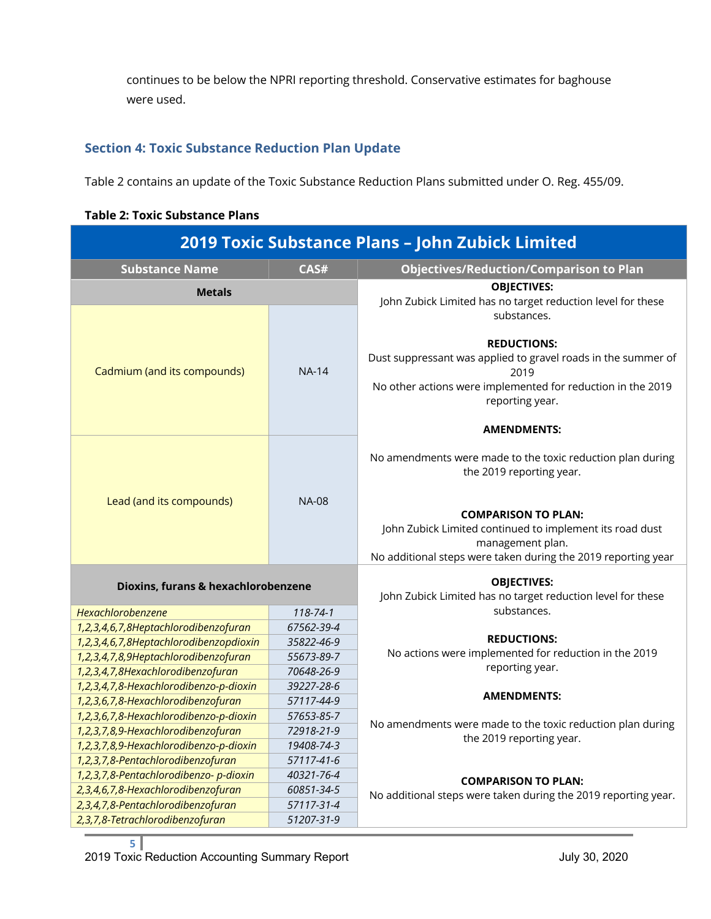continues to be below the NPRI reporting threshold. Conservative estimates for baghouse were used.

### Section 4: Toxic Substance Reduction Plan Update

Table 2 contains an update of the Toxic Substance Reduction Plans submitted under O. Reg. 455/09.

**Table 2: Toxic Substance Plans**

| 2019 Toxic Substance Plans – John Zubick Limited | | |
|---|---|---|
| **Substance Name** | **CAS#** | **Objectives/Reduction/Comparison to Plan** |
| **Metals** | | **OBJECTIVES:** John Zubick Limited has no target reduction level for these substances. **REDUCTIONS:** Dust suppressant was applied to gravel roads in the summer of 2019 No other actions were implemented for reduction in the 2019 reporting year. **AMENDMENTS:** No amendments were made to the toxic reduction plan during the 2019 reporting year. **COMPARISON TO PLAN:** John Zubick Limited continued to implement its road dust management plan. No additional steps were taken during the 2019 reporting year |
| Cadmium (and its compounds) | NA-14 | |
| Lead (and its compounds) | NA-08 | |
| **Dioxins, furans & hexachlorobenzene** | | **OBJECTIVES:** John Zubick Limited has no target reduction level for these substances. **REDUCTIONS:** No actions were implemented for reduction in the 2019 reporting year. **AMENDMENTS:** No amendments were made to the toxic reduction plan during the 2019 reporting year. **COMPARISON TO PLAN:** No additional steps were taken during the 2019 reporting year. |
| *Hexachlorobenzene* | *118-74-1* | |
| *1,2,3,4,6,7,8Heptachlorodibenzofuran* | *67562-39-4* | |
| *1,2,3,4,6,7,8Heptachlorodibenzopdioxin* | *35822-46-9* | |
| *1,2,3,4,7,8,9Heptachlorodibenzofuran* | *55673-89-7* | |
| *1,2,3,4,7,8Hexachlorodibenzofuran* | *70648-26-9* | |
| *1,2,3,4,7,8-Hexachlorodibenzo-p-dioxin* | *39227-28-6* | |
| *1,2,3,6,7,8-Hexachlorodibenzofuran* | *57117-44-9* | |
| *1,2,3,6,7,8-Hexachlorodibenzo-p-dioxin* | *57653-85-7* | |
| *1,2,3,7,8,9-Hexachlorodibenzofuran* | *72918-21-9* | |
| *1,2,3,7,8,9-Hexachlorodibenzo-p-dioxin* | *19408-74-3* | |
| *1,2,3,7,8-Pentachlorodibenzofuran* | *57117-41-6* | |
| *1,2,3,7,8-Pentachlorodibenzo- p-dioxin* | *40321-76-4* | |
| *2,3,4,6,7,8-Hexachlorodibenzofuran* | *60851-34-5* | |
| *2,3,4,7,8-Pentachlorodibenzofuran* | *57117-31-4* | |
| *2,3,7,8-Tetrachlorodibenzofuran* | *51207-31-9* | |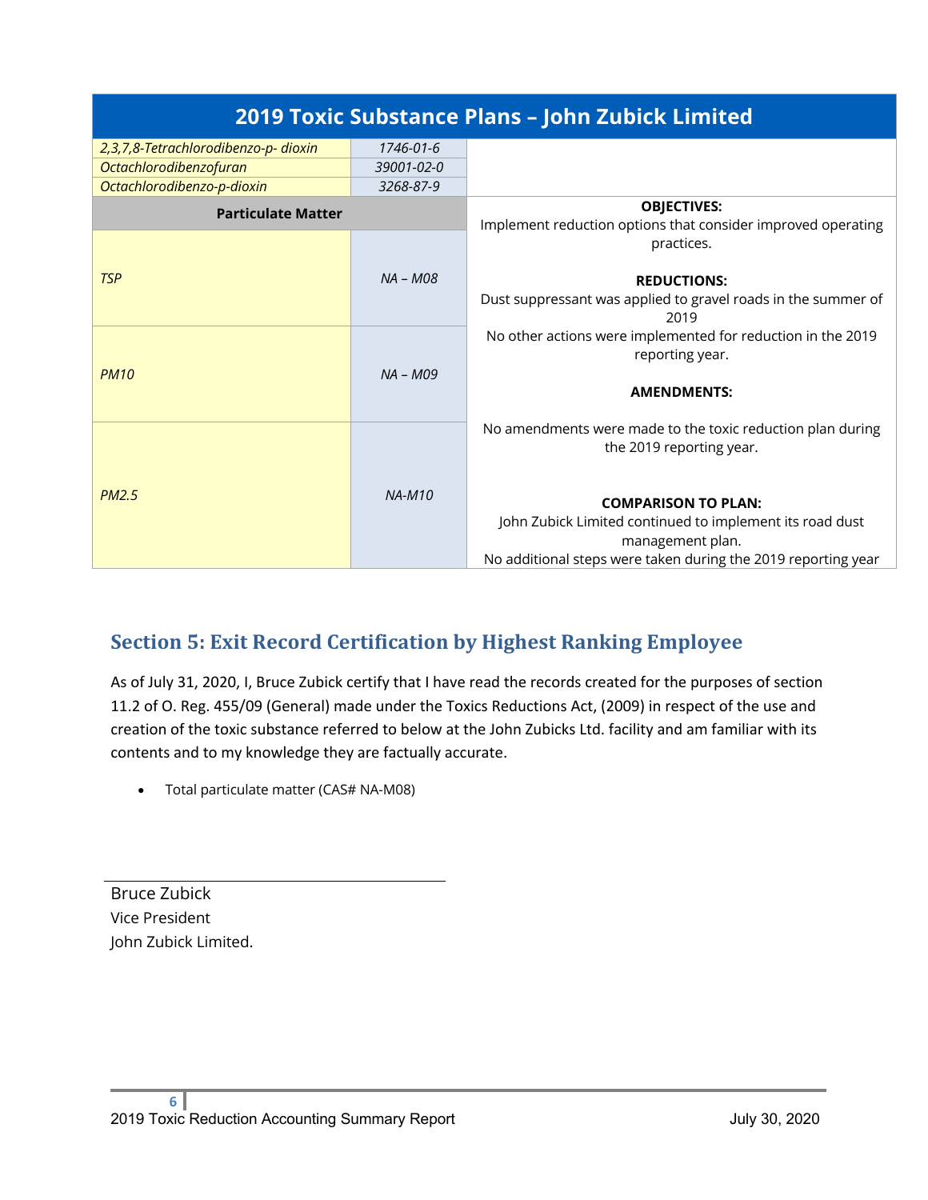| 2019 Toxic Substance Plans – John Zubick Limited | | |
|---|---|---|
| *2,3,7,8-Tetrachlorodibenzo-p- dioxin* | *1746-01-6* | |
| *Octachlorodibenzofuran* | *39001-02-0* | |
| *Octachlorodibenzo-p-dioxin* | *3268-87-9* | |
| **Particulate Matter** | | **OBJECTIVES:**<br>Implement reduction options that consider improved operating practices.<br><br>**REDUCTIONS:**<br>Dust suppressant was applied to gravel roads in the summer of 2019<br>No other actions were implemented for reduction in the 2019 reporting year.<br><br>**AMENDMENTS:**<br><br>No amendments were made to the toxic reduction plan during the 2019 reporting year.<br><br>**COMPARISON TO PLAN:**<br>John Zubick Limited continued to implement its road dust management plan.<br>No additional steps were taken during the 2019 reporting year |
| *TSP* | *NA – M08* | |
| *PM10* | *NA – M09* | |
| *PM2.5* | *NA-M10* | |

## Section 5: Exit Record Certification by Highest Ranking Employee

As of July 31, 2020, I, Bruce Zubick certify that I have read the records created for the purposes of section 11.2 of O. Reg. 455/09 (General) made under the Toxics Reductions Act, (2009) in respect of the use and creation of the toxic substance referred to below at the John Zubicks Ltd. facility and am familiar with its contents and to my knowledge they are factually accurate.

- Total particulate matter (CAS# NA-M08)

Bruce Zubick
Vice President
John Zubick Limited.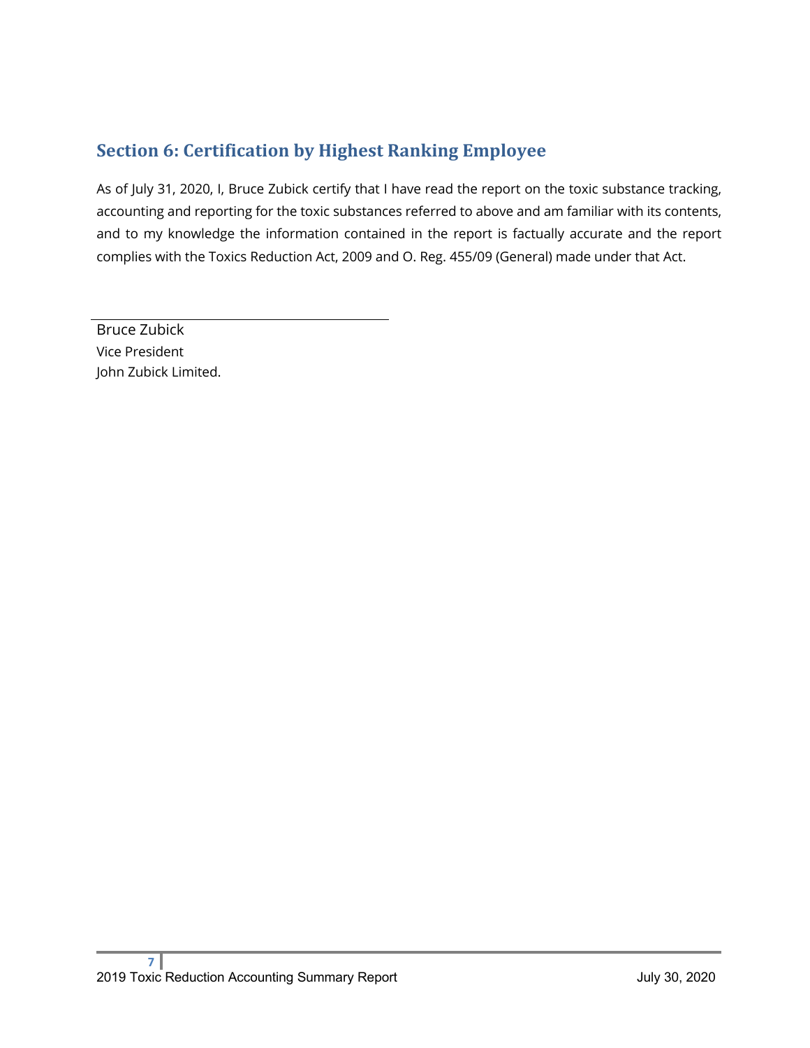## Section 6: Certification by Highest Ranking Employee

As of July 31, 2020, I, Bruce Zubick certify that I have read the report on the toxic substance tracking, accounting and reporting for the toxic substances referred to above and am familiar with its contents, and to my knowledge the information contained in the report is factually accurate and the report complies with the Toxics Reduction Act, 2009 and O. Reg. 455/09 (General) made under that Act.

\_\_\_\_\_\_\_\_\_\_\_\_\_\_\_\_\_\_\_\_\_\_\_\_\_\_\_\_\_\_\_\_\_\_\_\_\_\_\_\_

Bruce Zubick
Vice President
John Zubick Limited.